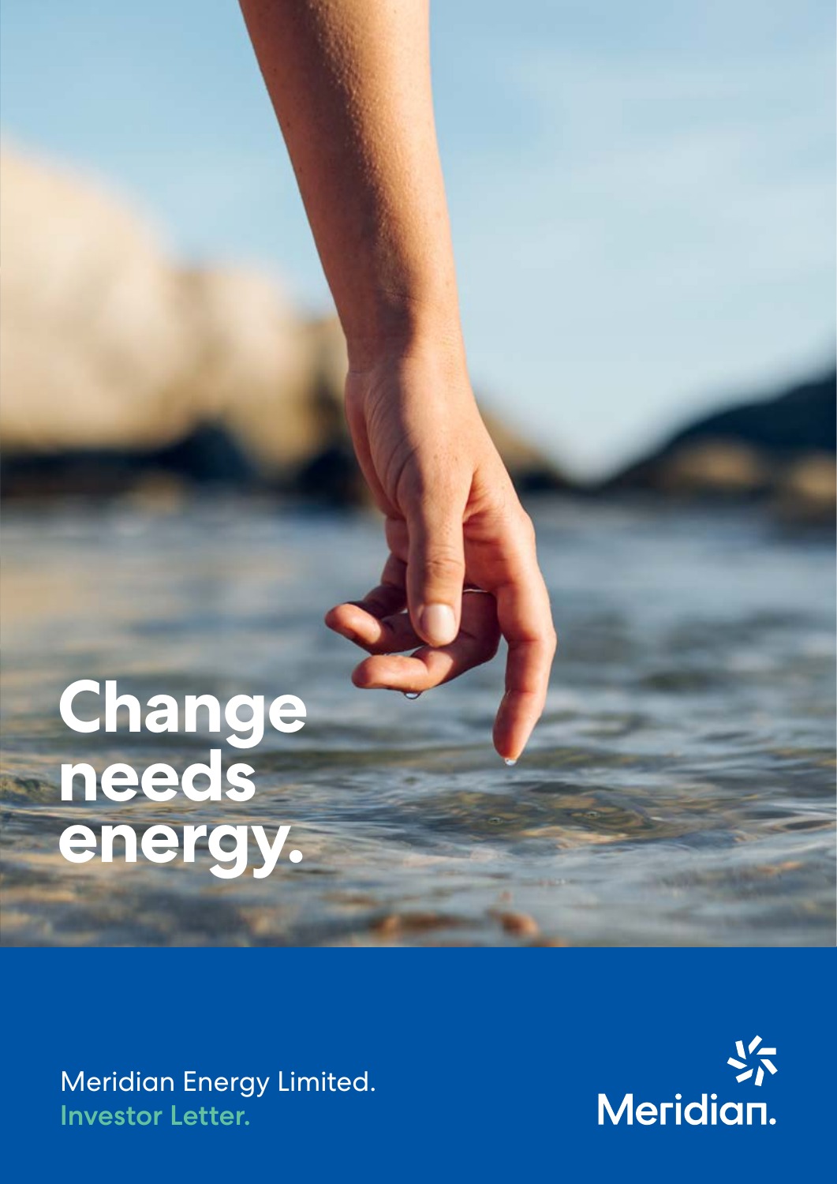# Change needs energy.

Meridian Energy Limited.

**Investor Letter.**

Meridian.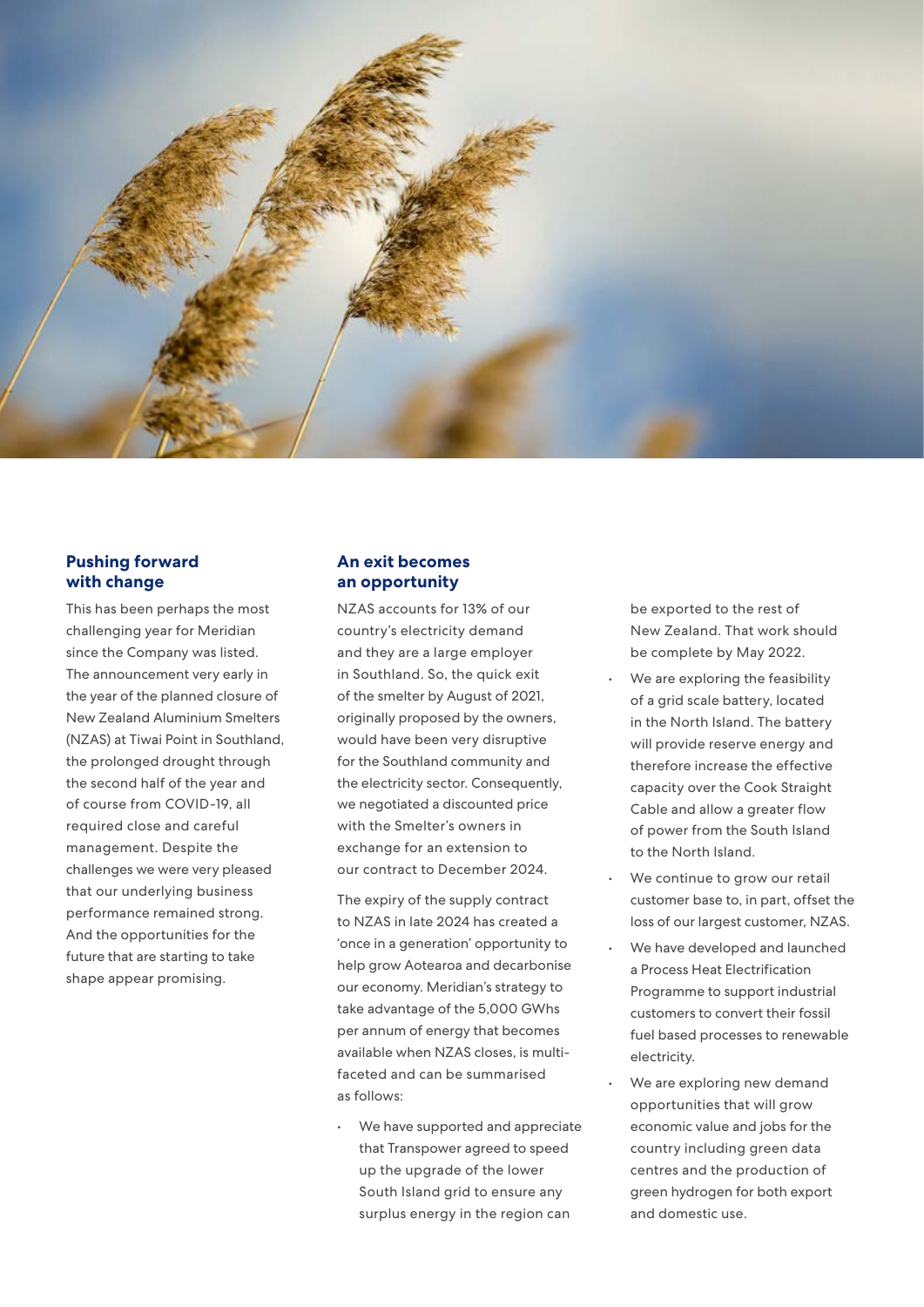## Pushing forward with change

This has been perhaps the most challenging year for Meridian since the Company was listed. The announcement very early in the year of the planned closure of New Zealand Aluminium Smelters (NZAS) at Tiwai Point in Southland, the prolonged drought through the second half of the year and of course from COVID-19, all required close and careful management. Despite the challenges we were very pleased that our underlying business performance remained strong. And the opportunities for the future that are starting to take shape appear promising.

## An exit becomes an opportunity

NZAS accounts for 13% of our country's electricity demand and they are a large employer in Southland. So, the quick exit of the smelter by August of 2021, originally proposed by the owners, would have been very disruptive for the Southland community and the electricity sector. Consequently, we negotiated a discounted price with the Smelter's owners in exchange for an extension to our contract to December 2024.

The expiry of the supply contract to NZAS in late 2024 has created a 'once in a generation' opportunity to help grow Aotearoa and decarbonise our economy. Meridian's strategy to take advantage of the 5,000 GWhs per annum of energy that becomes available when NZAS closes, is multi-faceted and can be summarised as follows:

- We have supported and appreciate that Transpower agreed to speed up the upgrade of the lower South Island grid to ensure any surplus energy in the region can be exported to the rest of New Zealand. That work should be complete by May 2022.
- We are exploring the feasibility of a grid scale battery, located in the North Island. The battery will provide reserve energy and therefore increase the effective capacity over the Cook Straight Cable and allow a greater flow of power from the South Island to the North Island.
- We continue to grow our retail customer base to, in part, offset the loss of our largest customer, NZAS.
- We have developed and launched a Process Heat Electrification Programme to support industrial customers to convert their fossil fuel based processes to renewable electricity.
- We are exploring new demand opportunities that will grow economic value and jobs for the country including green data centres and the production of green hydrogen for both export and domestic use.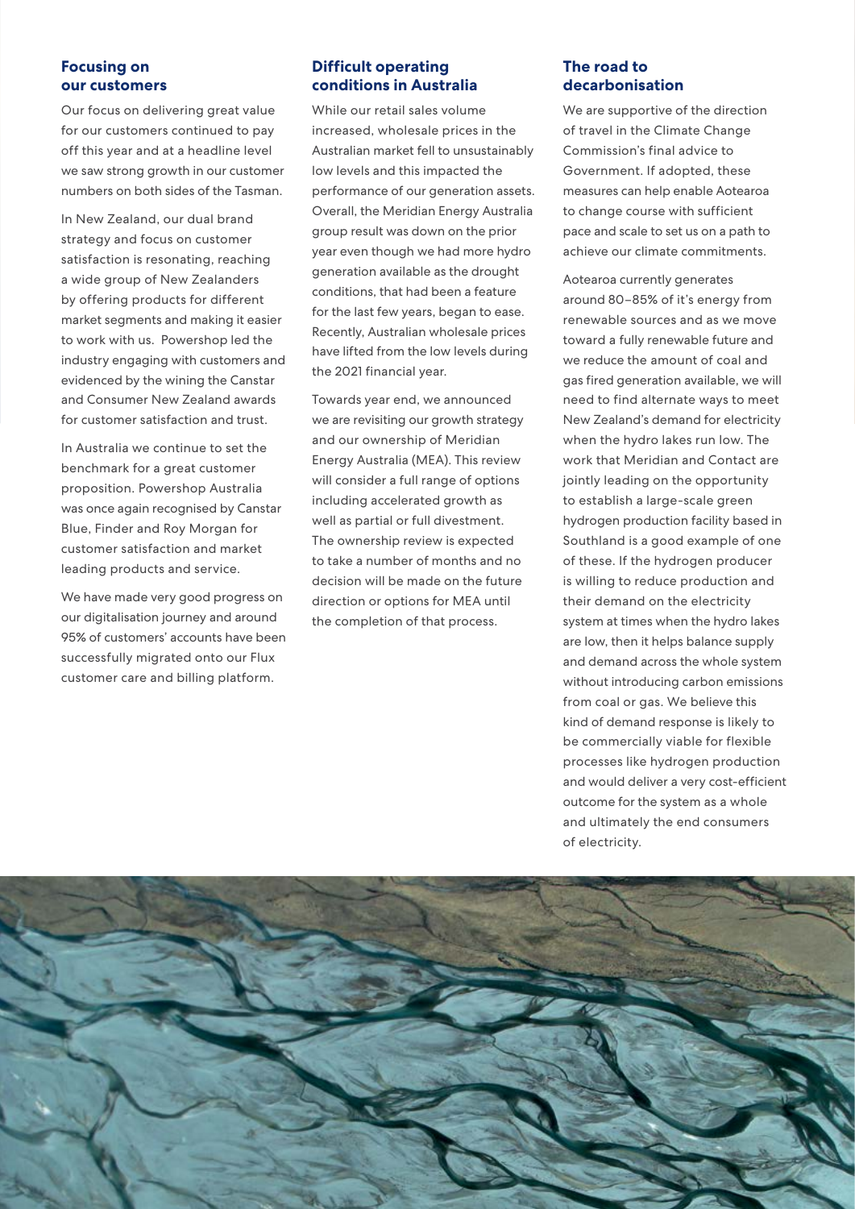## Focusing on our customers

Our focus on delivering great value for our customers continued to pay off this year and at a headline level we saw strong growth in our customer numbers on both sides of the Tasman.

In New Zealand, our dual brand strategy and focus on customer satisfaction is resonating, reaching a wide group of New Zealanders by offering products for different market segments and making it easier to work with us. Powershop led the industry engaging with customers and evidenced by the wining the Canstar and Consumer New Zealand awards for customer satisfaction and trust.

In Australia we continue to set the benchmark for a great customer proposition. Powershop Australia was once again recognised by Canstar Blue, Finder and Roy Morgan for customer satisfaction and market leading products and service.

We have made very good progress on our digitalisation journey and around 95% of customers' accounts have been successfully migrated onto our Flux customer care and billing platform.

## Difficult operating conditions in Australia

While our retail sales volume increased, wholesale prices in the Australian market fell to unsustainably low levels and this impacted the performance of our generation assets. Overall, the Meridian Energy Australia group result was down on the prior year even though we had more hydro generation available as the drought conditions, that had been a feature for the last few years, began to ease. Recently, Australian wholesale prices have lifted from the low levels during the 2021 financial year.

Towards year end, we announced we are revisiting our growth strategy and our ownership of Meridian Energy Australia (MEA). This review will consider a full range of options including accelerated growth as well as partial or full divestment. The ownership review is expected to take a number of months and no decision will be made on the future direction or options for MEA until the completion of that process.

## The road to decarbonisation

We are supportive of the direction of travel in the Climate Change Commission's final advice to Government. If adopted, these measures can help enable Aotearoa to change course with sufficient pace and scale to set us on a path to achieve our climate commitments.

Aotearoa currently generates around 80–85% of it's energy from renewable sources and as we move toward a fully renewable future and we reduce the amount of coal and gas fired generation available, we will need to find alternate ways to meet New Zealand's demand for electricity when the hydro lakes run low. The work that Meridian and Contact are jointly leading on the opportunity to establish a large-scale green hydrogen production facility based in Southland is a good example of one of these. If the hydrogen producer is willing to reduce production and their demand on the electricity system at times when the hydro lakes are low, then it helps balance supply and demand across the whole system without introducing carbon emissions from coal or gas. We believe this kind of demand response is likely to be commercially viable for flexible processes like hydrogen production and would deliver a very cost-efficient outcome for the system as a whole and ultimately the end consumers of electricity.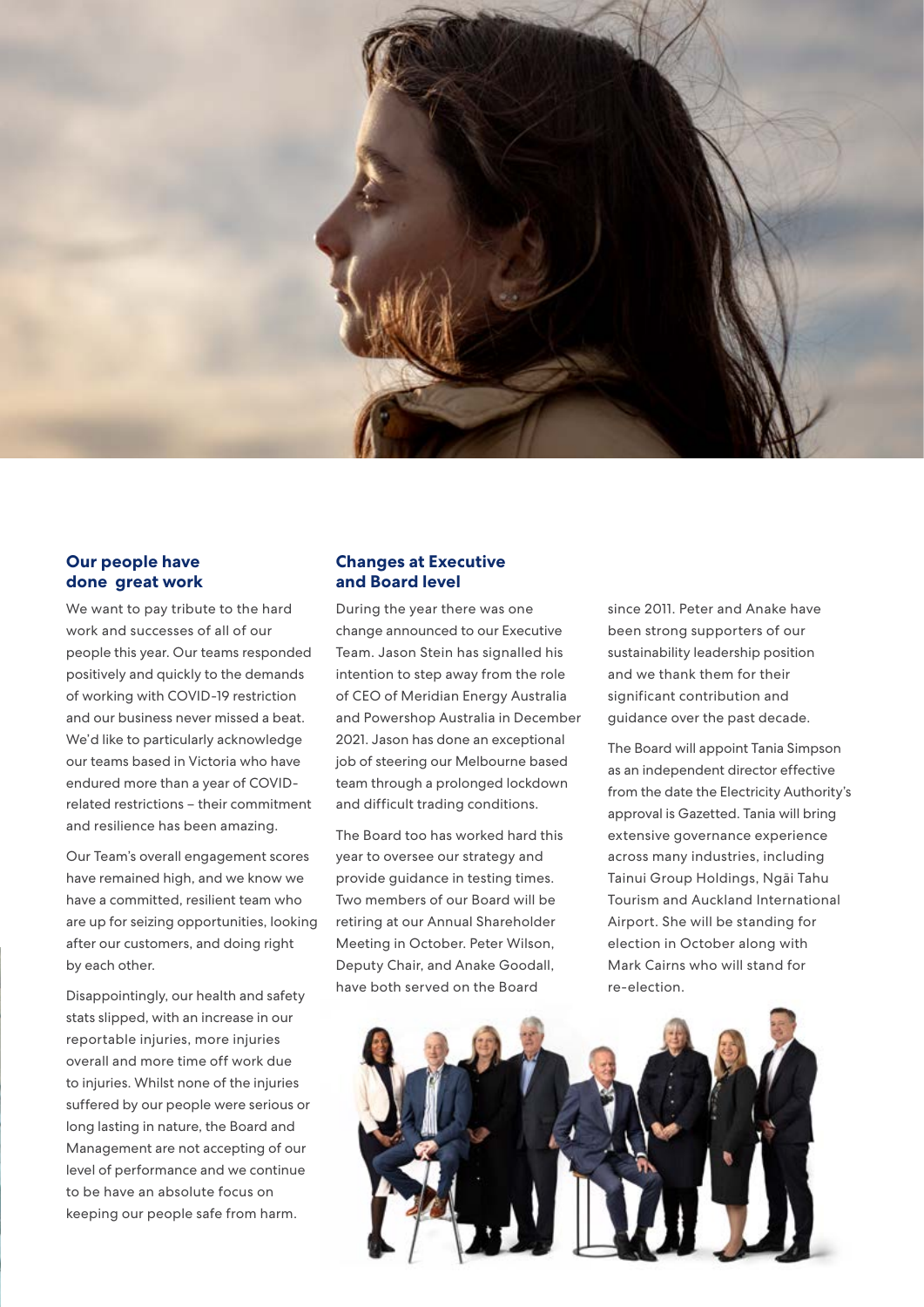## Our people have done great work

We want to pay tribute to the hard work and successes of all of our people this year. Our teams responded positively and quickly to the demands of working with COVID-19 restriction and our business never missed a beat. We'd like to particularly acknowledge our teams based in Victoria who have endured more than a year of COVID-related restrictions – their commitment and resilience has been amazing.

Our Team's overall engagement scores have remained high, and we know we have a committed, resilient team who are up for seizing opportunities, looking after our customers, and doing right by each other.

Disappointingly, our health and safety stats slipped, with an increase in our reportable injuries, more injuries overall and more time off work due to injuries. Whilst none of the injuries suffered by our people were serious or long lasting in nature, the Board and Management are not accepting of our level of performance and we continue to be have an absolute focus on keeping our people safe from harm.

## Changes at Executive and Board level

During the year there was one change announced to our Executive Team. Jason Stein has signalled his intention to step away from the role of CEO of Meridian Energy Australia and Powershop Australia in December 2021. Jason has done an exceptional job of steering our Melbourne based team through a prolonged lockdown and difficult trading conditions.

The Board too has worked hard this year to oversee our strategy and provide guidance in testing times. Two members of our Board will be retiring at our Annual Shareholder Meeting in October. Peter Wilson, Deputy Chair, and Anake Goodall, have both served on the Board since 2011. Peter and Anake have been strong supporters of our sustainability leadership position and we thank them for their significant contribution and guidance over the past decade.

The Board will appoint Tania Simpson as an independent director effective from the date the Electricity Authority's approval is Gazetted. Tania will bring extensive governance experience across many industries, including Tainui Group Holdings, Ngāi Tahu Tourism and Auckland International Airport. She will be standing for election in October along with Mark Cairns who will stand for re-election.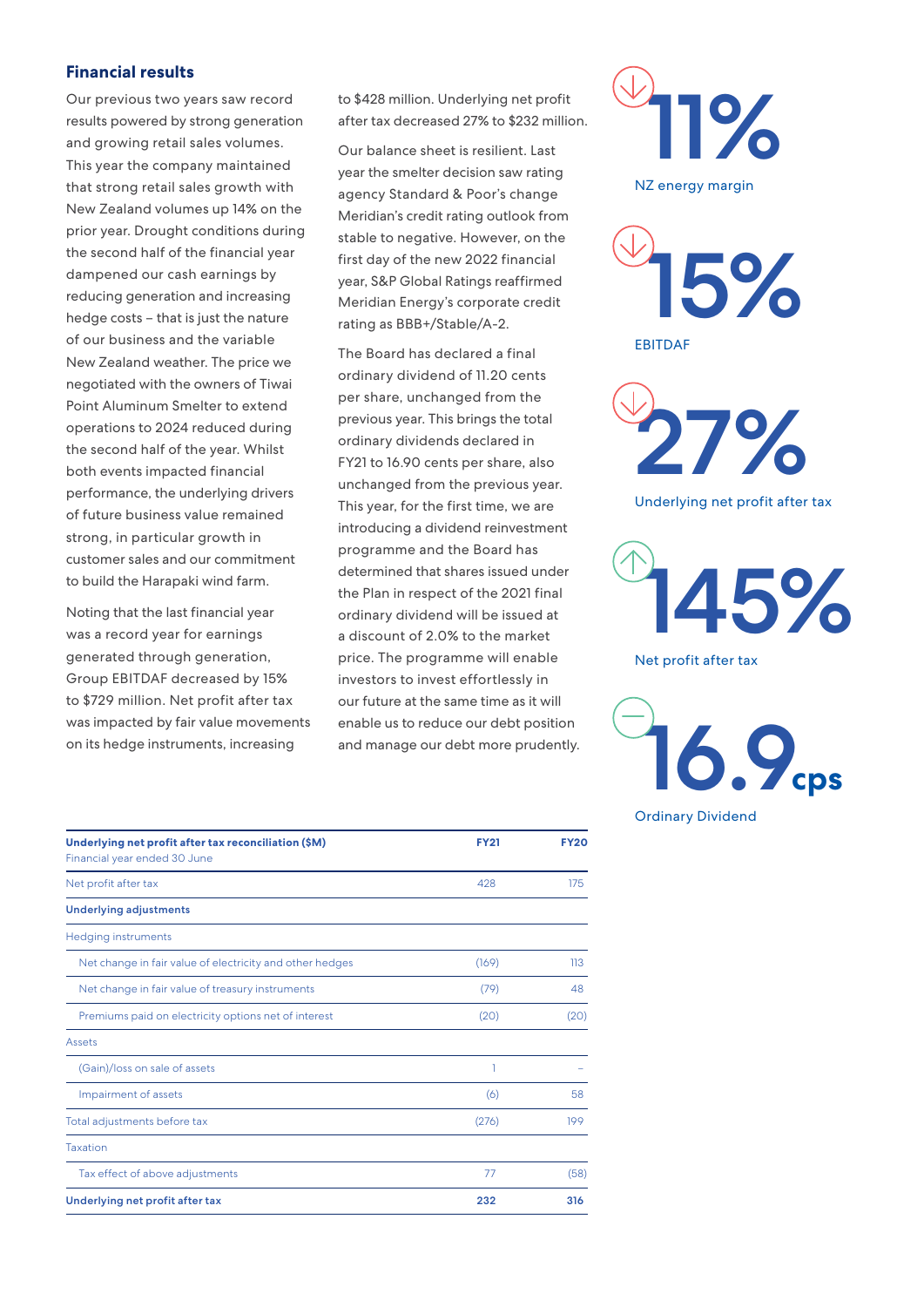## Financial results

Our previous two years saw record results powered by strong generation and growing retail sales volumes. This year the company maintained that strong retail sales growth with New Zealand volumes up 14% on the prior year. Drought conditions during the second half of the financial year dampened our cash earnings by reducing generation and increasing hedge costs – that is just the nature of our business and the variable New Zealand weather. The price we negotiated with the owners of Tiwai Point Aluminum Smelter to extend operations to 2024 reduced during the second half of the year. Whilst both events impacted financial performance, the underlying drivers of future business value remained strong, in particular growth in customer sales and our commitment to build the Harapaki wind farm.

Noting that the last financial year was a record year for earnings generated through generation, Group EBITDAF decreased by 15% to $729 million. Net profit after tax was impacted by fair value movements on its hedge instruments, increasing to $428 million. Underlying net profit after tax decreased 27% to $232 million.

Our balance sheet is resilient. Last year the smelter decision saw rating agency Standard & Poor's change Meridian's credit rating outlook from stable to negative. However, on the first day of the new 2022 financial year, S&P Global Ratings reaffirmed Meridian Energy's corporate credit rating as BBB+/Stable/A-2.

The Board has declared a final ordinary dividend of 11.20 cents per share, unchanged from the previous year. This brings the total ordinary dividends declared in FY21 to 16.90 cents per share, also unchanged from the previous year. This year, for the first time, we are introducing a dividend reinvestment programme and the Board has determined that shares issued under the Plan in respect of the 2021 final ordinary dividend will be issued at a discount of 2.0% to the market price. The programme will enable investors to invest effortlessly in our future at the same time as it will enable us to reduce our debt position and manage our debt more prudently.

| Underlying net profit after tax reconciliation ($M) Financial year ended 30 June | FY21 | FY20 |
|---|---|---|
| Net profit after tax | 428 | 175 |
| **Underlying adjustments** | | |
| Hedging instruments | | |
| Net change in fair value of electricity and other hedges | (169) | 113 |
| Net change in fair value of treasury instruments | (79) | 48 |
| Premiums paid on electricity options net of interest | (20) | (20) |
| Assets | | |
| (Gain)/loss on sale of assets | 1 | – |
| Impairment of assets | (6) | 58 |
| Total adjustments before tax | (276) | 199 |
| Taxation | | |
| Tax effect of above adjustments | 77 | (58) |
| **Underlying net profit after tax** | **232** | **316** |

↓ **11%**
NZ energy margin

↓ **15%**
EBITDAF

↓ **27%**
Underlying net profit after tax

↑ **145%**
Net profit after tax

– **16.9cps**
Ordinary Dividend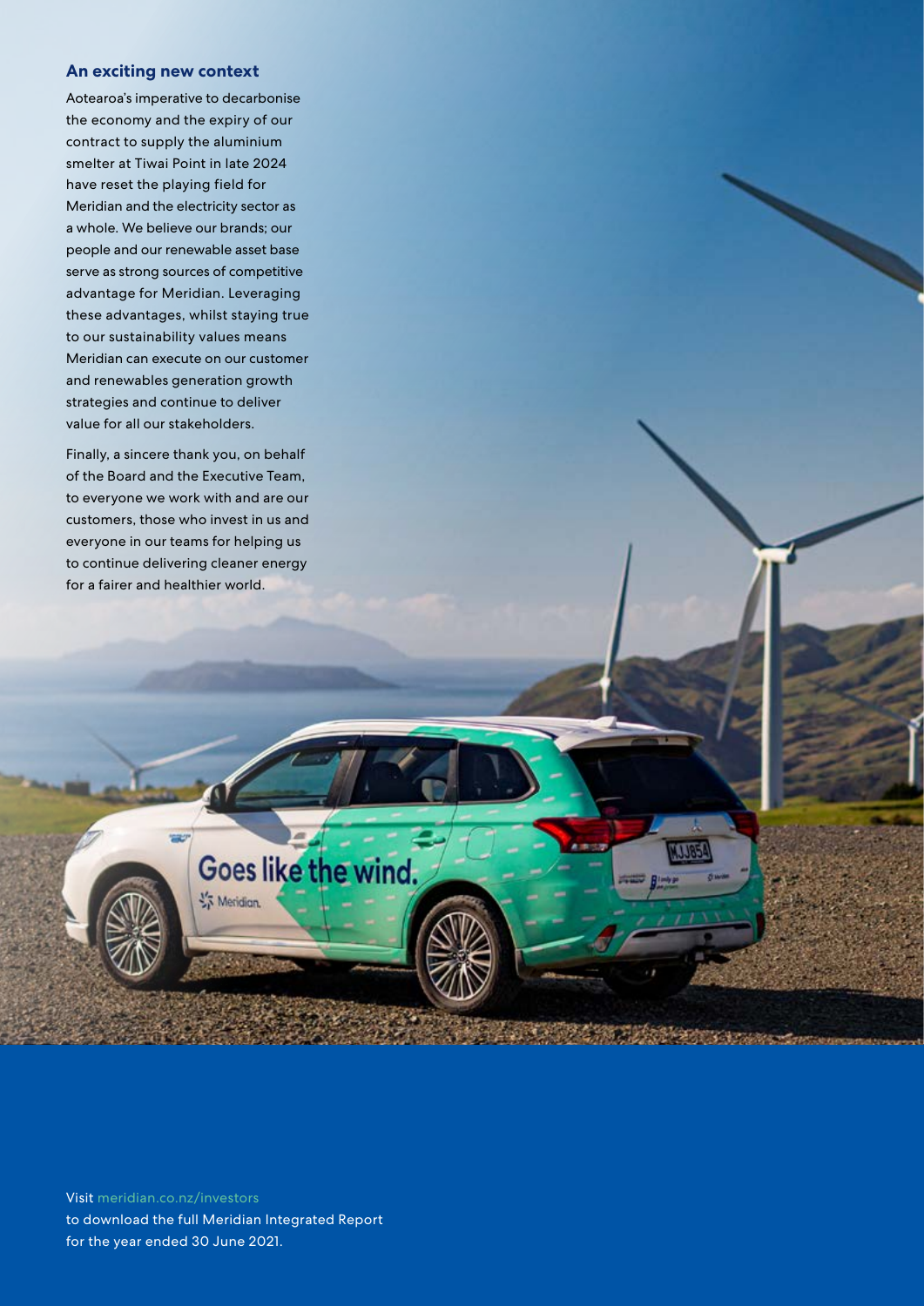### An exciting new context

Aotearoa's imperative to decarbonise the economy and the expiry of our contract to supply the aluminium smelter at Tiwai Point in late 2024 have reset the playing field for Meridian and the electricity sector as a whole. We believe our brands; our people and our renewable asset base serve as strong sources of competitive advantage for Meridian. Leveraging these advantages, whilst staying true to our sustainability values means Meridian can execute on our customer and renewables generation growth strategies and continue to deliver value for all our stakeholders.

Finally, a sincere thank you, on behalf of the Board and the Executive Team, to everyone we work with and are our customers, those who invest in us and everyone in our teams for helping us to continue delivering cleaner energy for a fairer and healthier world.

Visit meridian.co.nz/investors to download the full Meridian Integrated Report for the year ended 30 June 2021.